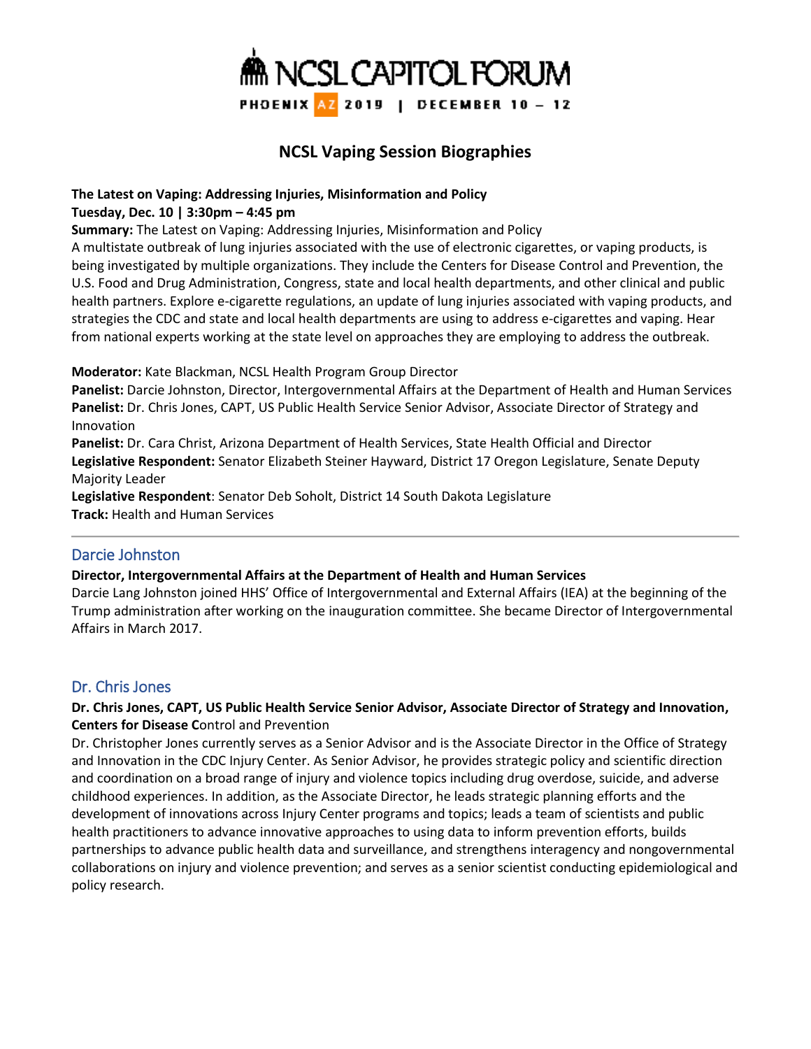# NCSL CAPITOL FORUM

PHOENIX AZ 2019 | DECEMBER 10 – 12

## NCSL Vaping Session Biographies

**The Latest on Vaping: Addressing Injuries, Misinformation and Policy**
**Tuesday, Dec. 10 | 3:30pm – 4:45 pm**
**Summary:** The Latest on Vaping: Addressing Injuries, Misinformation and Policy
A multistate outbreak of lung injuries associated with the use of electronic cigarettes, or vaping products, is being investigated by multiple organizations. They include the Centers for Disease Control and Prevention, the U.S. Food and Drug Administration, Congress, state and local health departments, and other clinical and public health partners. Explore e-cigarette regulations, an update of lung injuries associated with vaping products, and strategies the CDC and state and local health departments are using to address e-cigarettes and vaping. Hear from national experts working at the state level on approaches they are employing to address the outbreak.

**Moderator:** Kate Blackman, NCSL Health Program Group Director
**Panelist:** Darcie Johnston, Director, Intergovernmental Affairs at the Department of Health and Human Services
**Panelist:** Dr. Chris Jones, CAPT, US Public Health Service Senior Advisor, Associate Director of Strategy and Innovation
**Panelist:** Dr. Cara Christ, Arizona Department of Health Services, State Health Official and Director
**Legislative Respondent:** Senator Elizabeth Steiner Hayward, District 17 Oregon Legislature, Senate Deputy Majority Leader
**Legislative Respondent**: Senator Deb Soholt, District 14 South Dakota Legislature
**Track:** Health and Human Services

---

### Darcie Johnston

**Director, Intergovernmental Affairs at the Department of Health and Human Services**
Darcie Lang Johnston joined HHS' Office of Intergovernmental and External Affairs (IEA) at the beginning of the Trump administration after working on the inauguration committee. She became Director of Intergovernmental Affairs in March 2017.

### Dr. Chris Jones

**Dr. Chris Jones, CAPT, US Public Health Service Senior Advisor, Associate Director of Strategy and Innovation, Centers for Disease C**ontrol and Prevention
Dr. Christopher Jones currently serves as a Senior Advisor and is the Associate Director in the Office of Strategy and Innovation in the CDC Injury Center. As Senior Advisor, he provides strategic policy and scientific direction and coordination on a broad range of injury and violence topics including drug overdose, suicide, and adverse childhood experiences. In addition, as the Associate Director, he leads strategic planning efforts and the development of innovations across Injury Center programs and topics; leads a team of scientists and public health practitioners to advance innovative approaches to using data to inform prevention efforts, builds partnerships to advance public health data and surveillance, and strengthens interagency and nongovernmental collaborations on injury and violence prevention; and serves as a senior scientist conducting epidemiological and policy research.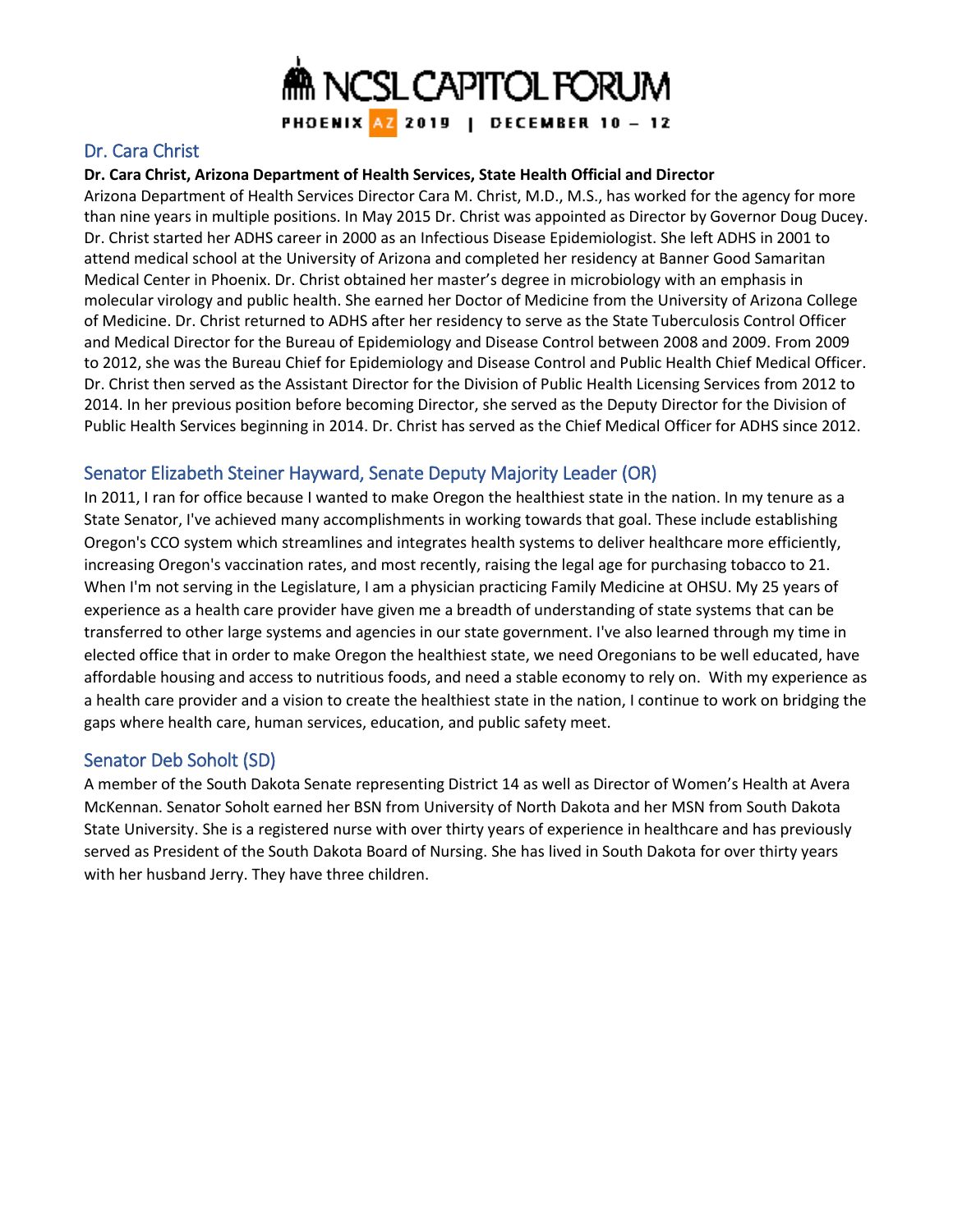## Dr. Cara Christ

**Dr. Cara Christ, Arizona Department of Health Services, State Health Official and Director**

Arizona Department of Health Services Director Cara M. Christ, M.D., M.S., has worked for the agency for more than nine years in multiple positions. In May 2015 Dr. Christ was appointed as Director by Governor Doug Ducey. Dr. Christ started her ADHS career in 2000 as an Infectious Disease Epidemiologist. She left ADHS in 2001 to attend medical school at the University of Arizona and completed her residency at Banner Good Samaritan Medical Center in Phoenix. Dr. Christ obtained her master's degree in microbiology with an emphasis in molecular virology and public health. She earned her Doctor of Medicine from the University of Arizona College of Medicine. Dr. Christ returned to ADHS after her residency to serve as the State Tuberculosis Control Officer and Medical Director for the Bureau of Epidemiology and Disease Control between 2008 and 2009. From 2009 to 2012, she was the Bureau Chief for Epidemiology and Disease Control and Public Health Chief Medical Officer. Dr. Christ then served as the Assistant Director for the Division of Public Health Licensing Services from 2012 to 2014. In her previous position before becoming Director, she served as the Deputy Director for the Division of Public Health Services beginning in 2014. Dr. Christ has served as the Chief Medical Officer for ADHS since 2012.

## Senator Elizabeth Steiner Hayward, Senate Deputy Majority Leader (OR)

In 2011, I ran for office because I wanted to make Oregon the healthiest state in the nation. In my tenure as a State Senator, I've achieved many accomplishments in working towards that goal. These include establishing Oregon's CCO system which streamlines and integrates health systems to deliver healthcare more efficiently, increasing Oregon's vaccination rates, and most recently, raising the legal age for purchasing tobacco to 21. When I'm not serving in the Legislature, I am a physician practicing Family Medicine at OHSU. My 25 years of experience as a health care provider have given me a breadth of understanding of state systems that can be transferred to other large systems and agencies in our state government. I've also learned through my time in elected office that in order to make Oregon the healthiest state, we need Oregonians to be well educated, have affordable housing and access to nutritious foods, and need a stable economy to rely on. With my experience as a health care provider and a vision to create the healthiest state in the nation, I continue to work on bridging the gaps where health care, human services, education, and public safety meet.

## Senator Deb Soholt (SD)

A member of the South Dakota Senate representing District 14 as well as Director of Women's Health at Avera McKennan. Senator Soholt earned her BSN from University of North Dakota and her MSN from South Dakota State University. She is a registered nurse with over thirty years of experience in healthcare and has previously served as President of the South Dakota Board of Nursing. She has lived in South Dakota for over thirty years with her husband Jerry. They have three children.